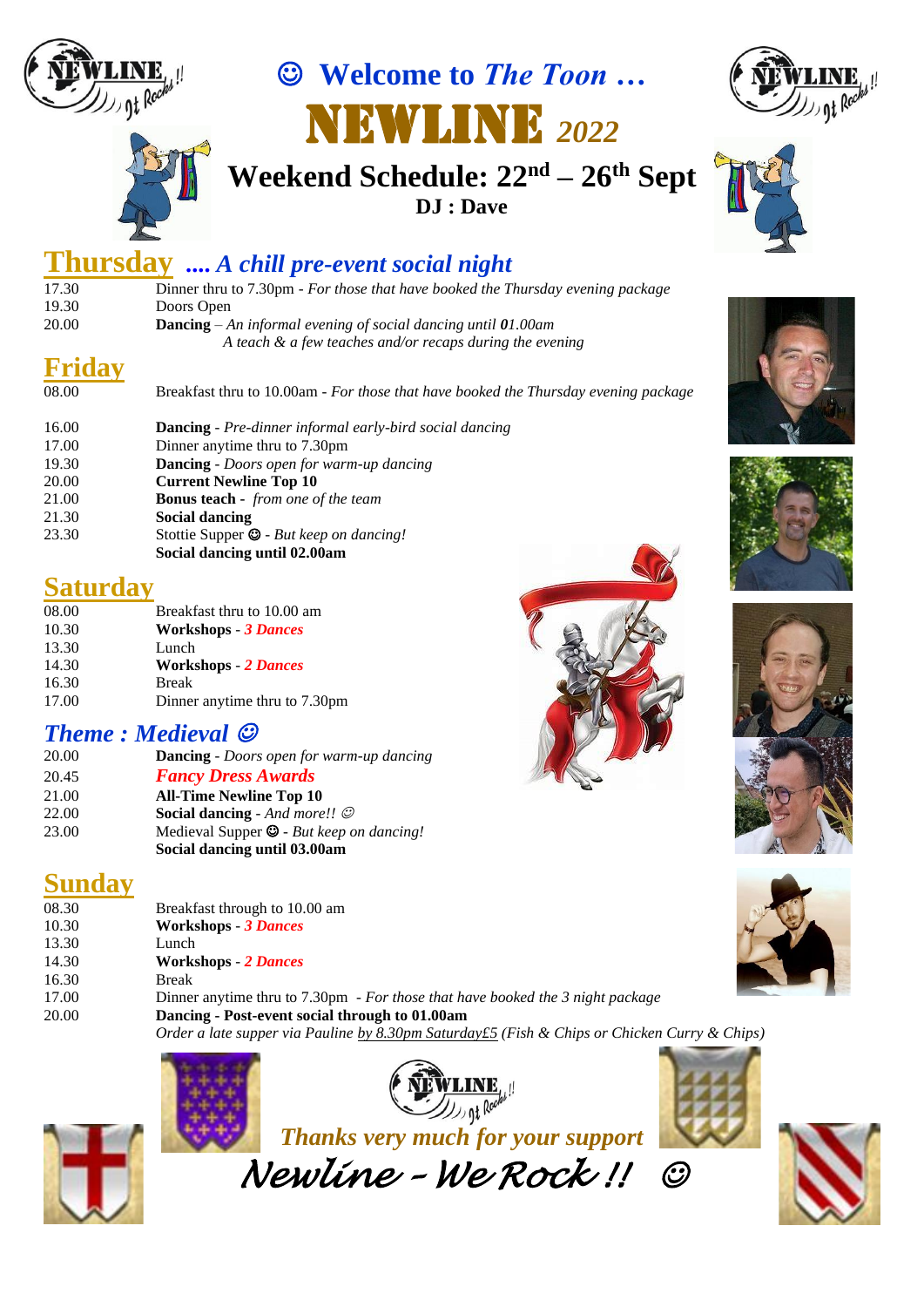# ☺ Welcome to *The Toon …*

# NEWLINE *2022*

## Weekend Schedule: 22nd – 26th Sept

**DJ : Dave**

## Thursday *…. A chill pre-event social night*

| | |
|---|---|
| 17.30 | Dinner thru to 7.30pm - *For those that have booked the Thursday evening package* |
| 19.30 | Doors Open |
| 20.00 | **Dancing** – *An informal evening of social dancing until **01**.00am* *A teach & a few teaches and/or recaps during the evening* |

## Friday

| | |
|---|---|
| 08.00 | Breakfast thru to 10.00am - *For those that have booked the Thursday evening package* |
| 16.00 | **Dancing** - *Pre-dinner informal early-bird social dancing* |
| 17.00 | Dinner anytime thru to 7.30pm |
| 19.30 | **Dancing** - *Doors open for warm-up dancing* |
| 20.00 | **Current Newline Top 10** |
| 21.00 | **Bonus teach -** *from one of the team* |
| 21.30 | **Social dancing** |
| 23.30 | Stottie Supper ☺ - *But keep on dancing!* |
| | **Social dancing until 02.00am** |

## Saturday

| | |
|---|---|
| 08.00 | Breakfast thru to 10.00 am |
| 10.30 | **Workshops** - ***3 Dances*** |
| 13.30 | Lunch |
| 14.30 | **Workshops** - ***2 Dances*** |
| 16.30 | Break |
| 17.00 | Dinner anytime thru to 7.30pm |

### *Theme : Medieval ☺*

| | |
|---|---|
| 20.00 | **Dancing** - *Doors open for warm-up dancing* |
| 20.45 | ***Fancy Dress Awards*** |
| 21.00 | **All-Time Newline Top 10** |
| 22.00 | **Social dancing** - *And more!! ☺* |
| 23.00 | Medieval Supper ☺ - *But keep on dancing!* |
| | **Social dancing until 03.00am** |

## Sunday

| | |
|---|---|
| 08.30 | Breakfast through to 10.00 am |
| 10.30 | **Workshops** - ***3 Dances*** |
| 13.30 | Lunch |
| 14.30 | **Workshops** - ***2 Dances*** |
| 16.30 | Break |
| 17.00 | Dinner anytime thru to 7.30pm - *For those that have booked the 3 night package* |
| 20.00 | **Dancing - Post-event social through to 01.00am** |
| | *Order a late supper via Pauline by 8.30pm Saturday£5 (Fish & Chips or Chicken Curry & Chips)* |

*Thanks very much for your support*

*Newline – We Rock !! ☺*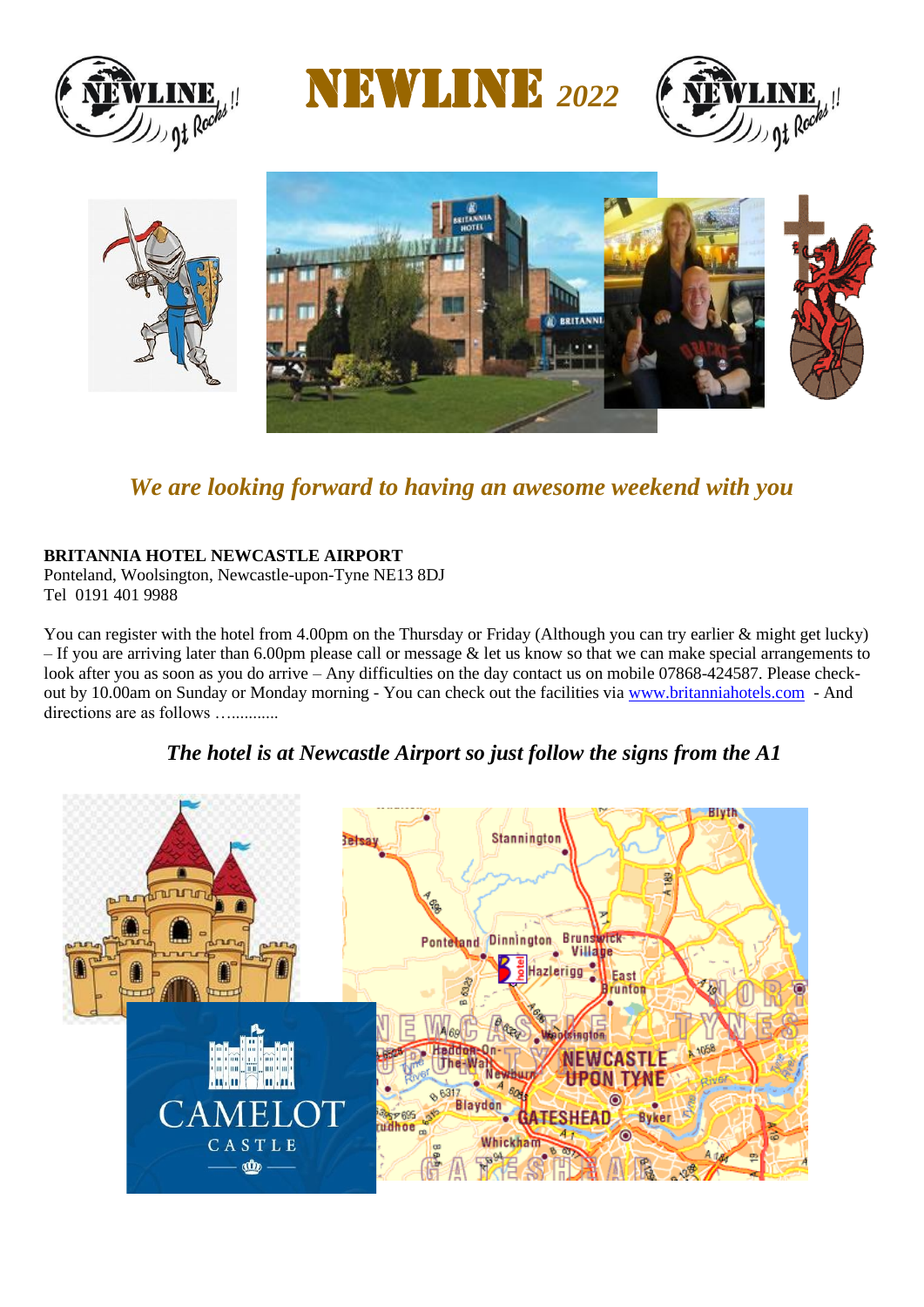# NEWLINE *2022*

*We are looking forward to having an awesome weekend with you*

**BRITANNIA HOTEL NEWCASTLE AIRPORT**
Ponteland, Woolsington, Newcastle-upon-Tyne NE13 8DJ
Tel 0191 401 9988

You can register with the hotel from 4.00pm on the Thursday or Friday (Although you can try earlier & might get lucky) – If you are arriving later than 6.00pm please call or message & let us know so that we can make special arrangements to look after you as soon as you do arrive – Any difficulties on the day contact us on mobile 07868-424587. Please check-out by 10.00am on Sunday or Monday morning - You can check out the facilities via www.britanniahotels.com - And directions are as follows …...........

***The hotel is at Newcastle Airport so just follow the signs from the A1***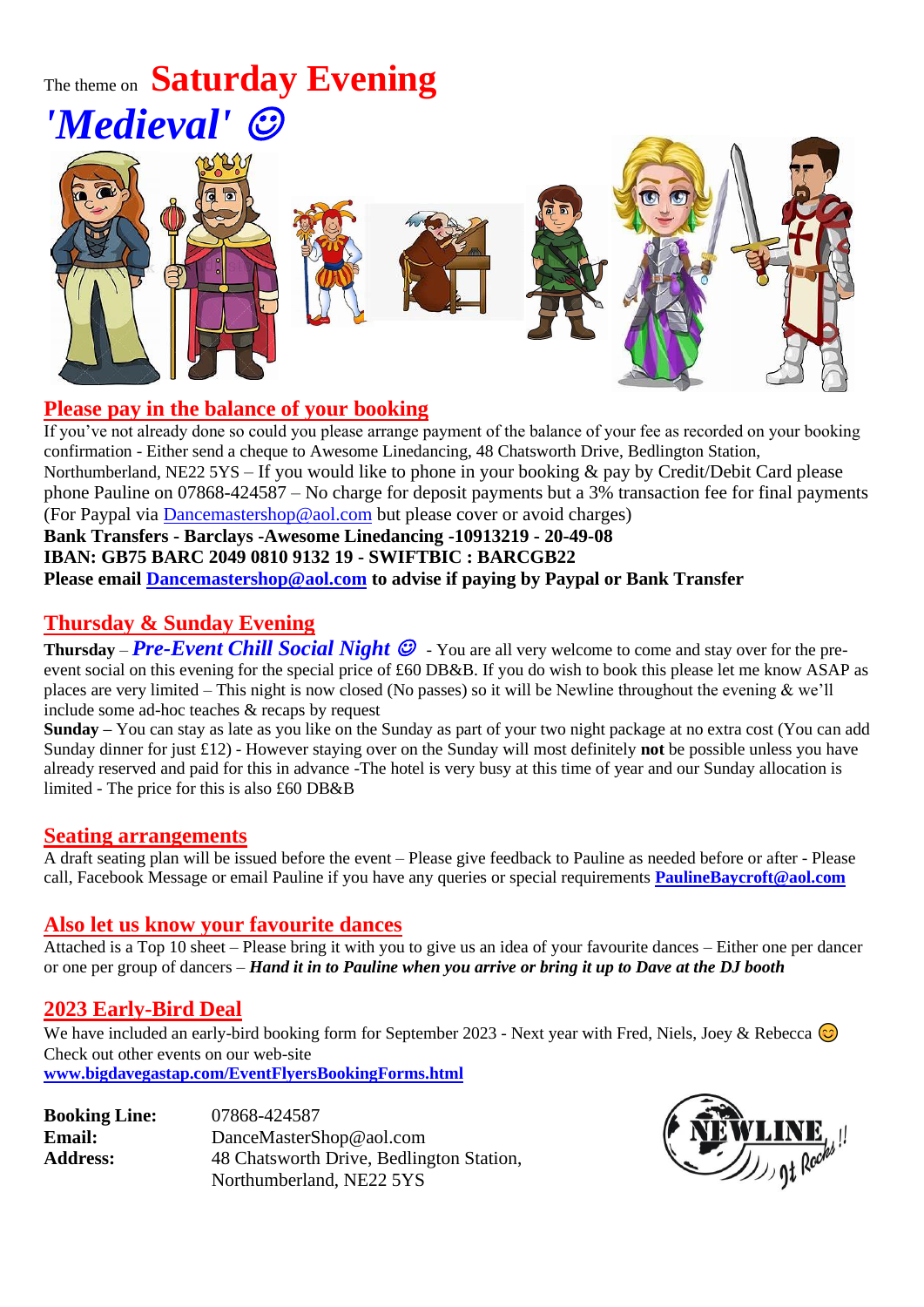The theme on **Saturday Evening**

# *'Medieval'* ☺

## Please pay in the balance of your booking

If you've not already done so could you please arrange payment of the balance of your fee as recorded on your booking confirmation - Either send a cheque to Awesome Linedancing, 48 Chatsworth Drive, Bedlington Station, Northumberland, NE22 5YS – If you would like to phone in your booking & pay by Credit/Debit Card please phone Pauline on 07868-424587 – No charge for deposit payments but a 3% transaction fee for final payments (For Paypal via Dancemastershop@aol.com but please cover or avoid charges)

**Bank Transfers - Barclays -Awesome Linedancing -10913219 - 20-49-08**
**IBAN: GB75 BARC 2049 0810 9132 19 - SWIFTBIC : BARCGB22**
**Please email Dancemastershop@aol.com to advise if paying by Paypal or Bank Transfer**

## Thursday & Sunday Evening

**Thursday** – ***Pre-Event Chill Social Night*** ☺ - You are all very welcome to come and stay over for the pre-event social on this evening for the special price of £60 DB&B. If you do wish to book this please let me know ASAP as places are very limited – This night is now closed (No passes) so it will be Newline throughout the evening & we'll include some ad-hoc teaches & recaps by request

**Sunday –** You can stay as late as you like on the Sunday as part of your two night package at no extra cost (You can add Sunday dinner for just £12) - However staying over on the Sunday will most definitely **not** be possible unless you have already reserved and paid for this in advance -The hotel is very busy at this time of year and our Sunday allocation is limited - The price for this is also £60 DB&B

## Seating arrangements

A draft seating plan will be issued before the event – Please give feedback to Pauline as needed before or after - Please call, Facebook Message or email Pauline if you have any queries or special requirements **PaulineBaycroft@aol.com**

## Also let us know your favourite dances

Attached is a Top 10 sheet – Please bring it with you to give us an idea of your favourite dances – Either one per dancer or one per group of dancers – ***Hand it in to Pauline when you arrive or bring it up to Dave at the DJ booth***

## 2023 Early-Bird Deal

We have included an early-bird booking form for September 2023 - Next year with Fred, Niels, Joey & Rebecca ☺
Check out other events on our web-site
**www.bigdavegastap.com/EventFlyersBookingForms.html**

| | |
|---|---|
| **Booking Line:** | 07868-424587 |
| **Email:** | DanceMasterShop@aol.com |
| **Address:** | 48 Chatsworth Drive, Bedlington Station, Northumberland, NE22 5YS |

NEWLINE It Rocks!!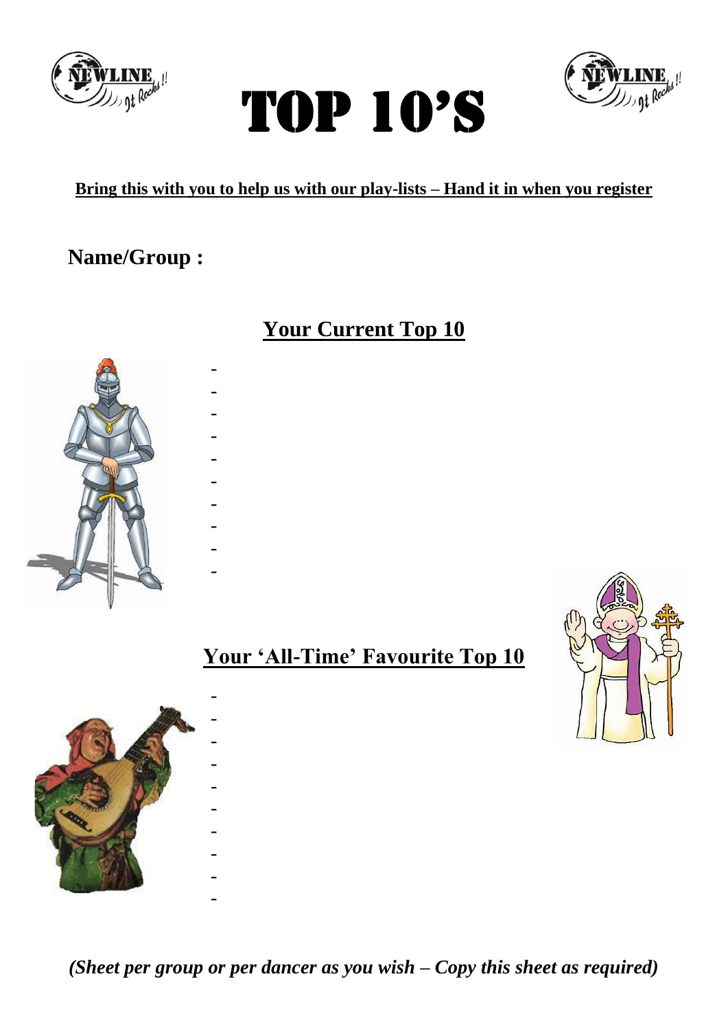# TOP 10'S

**Bring this with you to help us with our play-lists – Hand it in when you register**

**Name/Group :**

## Your Current Top 10

-
-
-
-
-
-
-
-
-
-

## Your 'All-Time' Favourite Top 10

-
-
-
-
-
-
-
-
-
-

***(Sheet per group or per dancer as you wish – Copy this sheet as required)***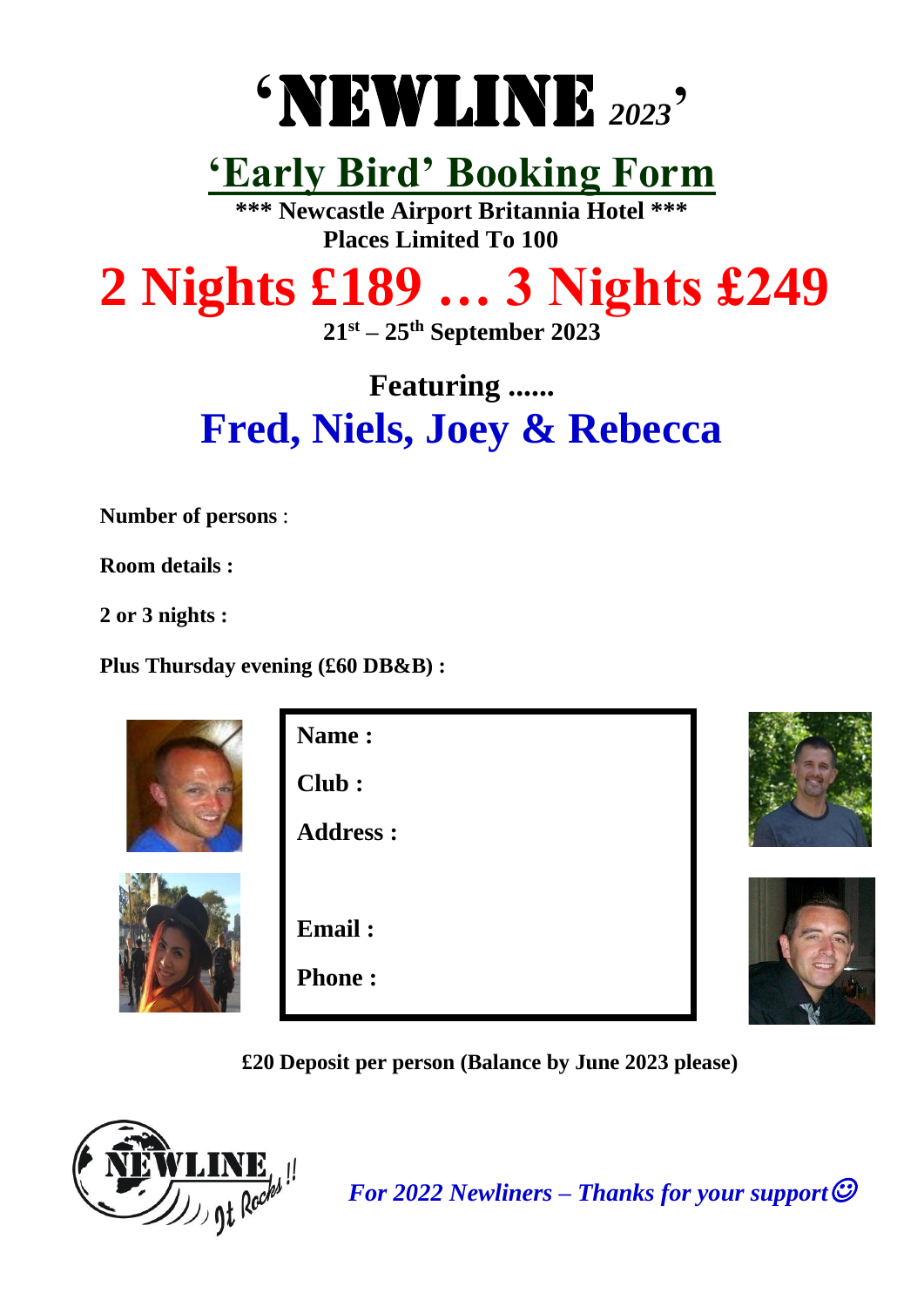# 'NEWLINE 2023'

## 'Early Bird' Booking Form

**\*\*\* Newcastle Airport Britannia Hotel \*\*\***

**Places Limited To 100**

# 2 Nights £189 … 3 Nights £249

**21st – 25th September 2023**

**Featuring ......**

## Fred, Niels, Joey & Rebecca

**Number of persons** :

**Room details :**

**2 or 3 nights :**

**Plus Thursday evening (£60 DB&B) :**

**Name :**

**Club :**

**Address :**

**Email :**

**Phone :**

**£20 Deposit per person (Balance by June 2023 please)**

NEWLINE It Rocks !!

***For 2022 Newliners – Thanks for your support*** ☺